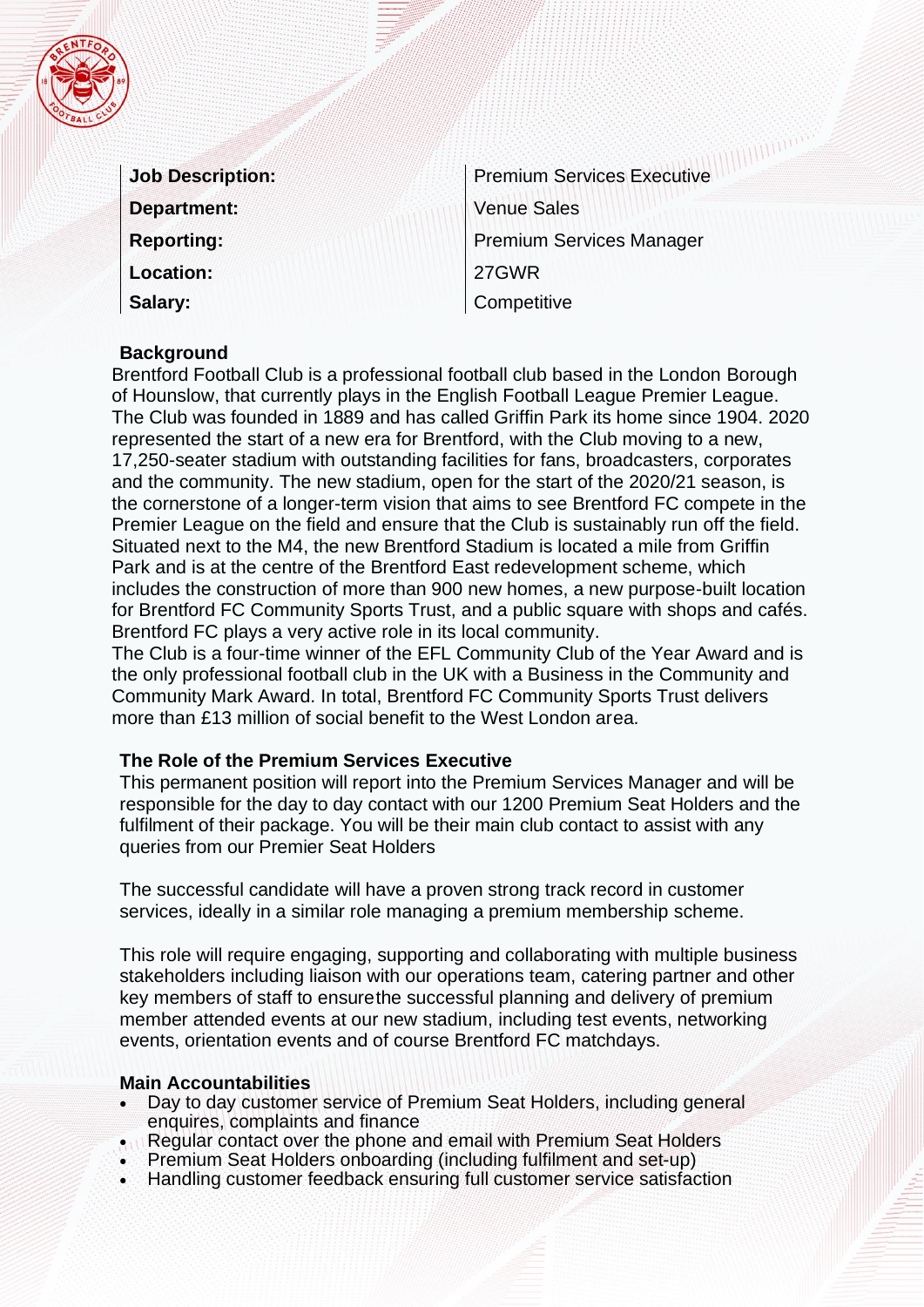| Job Description: | Premium Services Executive |
|---|---|
| Department: | Venue Sales |
| Reporting: | Premium Services Manager |
| Location: | 27GWR |
| Salary: | Competitive |

## Background

Brentford Football Club is a professional football club based in the London Borough of Hounslow, that currently plays in the English Football League Premier League. The Club was founded in 1889 and has called Griffin Park its home since 1904. 2020 represented the start of a new era for Brentford, with the Club moving to a new, 17,250-seater stadium with outstanding facilities for fans, broadcasters, corporates and the community. The new stadium, open for the start of the 2020/21 season, is the cornerstone of a longer-term vision that aims to see Brentford FC compete in the Premier League on the field and ensure that the Club is sustainably run off the field. Situated next to the M4, the new Brentford Stadium is located a mile from Griffin Park and is at the centre of the Brentford East redevelopment scheme, which includes the construction of more than 900 new homes, a new purpose-built location for Brentford FC Community Sports Trust, and a public square with shops and cafés. Brentford FC plays a very active role in its local community.

The Club is a four-time winner of the EFL Community Club of the Year Award and is the only professional football club in the UK with a Business in the Community and Community Mark Award. In total, Brentford FC Community Sports Trust delivers more than £13 million of social benefit to the West London area.

## The Role of the Premium Services Executive

This permanent position will report into the Premium Services Manager and will be responsible for the day to day contact with our 1200 Premium Seat Holders and the fulfilment of their package. You will be their main club contact to assist with any queries from our Premier Seat Holders

The successful candidate will have a proven strong track record in customer services, ideally in a similar role managing a premium membership scheme.

This role will require engaging, supporting and collaborating with multiple business stakeholders including liaison with our operations team, catering partner and other key members of staff to ensurethe successful planning and delivery of premium member attended events at our new stadium, including test events, networking events, orientation events and of course Brentford FC matchdays.

## Main Accountabilities

- Day to day customer service of Premium Seat Holders, including general enquires, complaints and finance
- Regular contact over the phone and email with Premium Seat Holders
- Premium Seat Holders onboarding (including fulfilment and set-up)
- Handling customer feedback ensuring full customer service satisfaction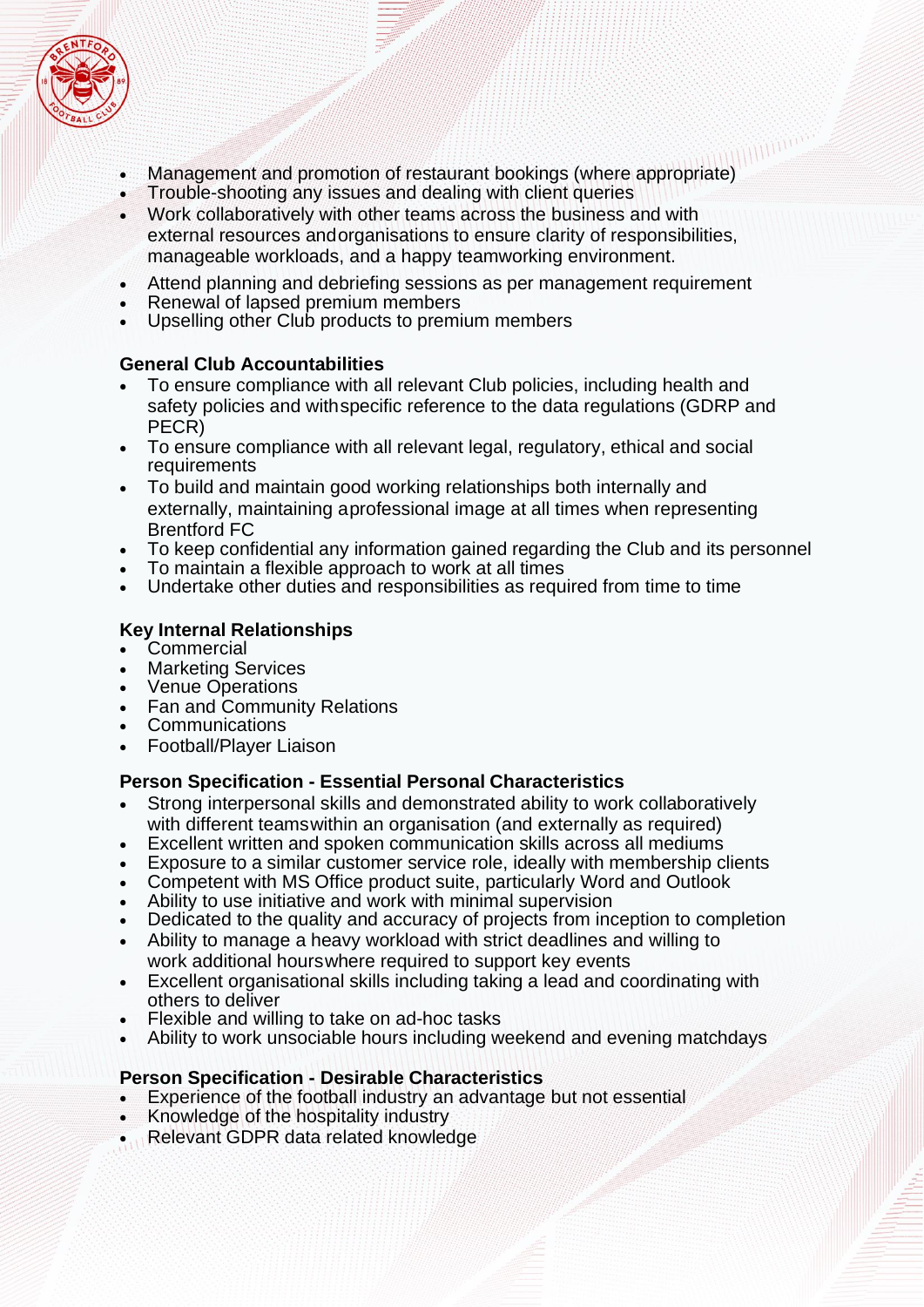- Management and promotion of restaurant bookings (where appropriate)
- Trouble-shooting any issues and dealing with client queries
- Work collaboratively with other teams across the business and with external resources andorganisations to ensure clarity of responsibilities, manageable workloads, and a happy teamworking environment.
- Attend planning and debriefing sessions as per management requirement
- Renewal of lapsed premium members
- Upselling other Club products to premium members

**General Club Accountabilities**

- To ensure compliance with all relevant Club policies, including health and safety policies and withspecific reference to the data regulations (GDRP and PECR)
- To ensure compliance with all relevant legal, regulatory, ethical and social requirements
- To build and maintain good working relationships both internally and externally, maintaining aprofessional image at all times when representing Brentford FC
- To keep confidential any information gained regarding the Club and its personnel
- To maintain a flexible approach to work at all times
- Undertake other duties and responsibilities as required from time to time

**Key Internal Relationships**

- Commercial
- Marketing Services
- Venue Operations
- Fan and Community Relations
- Communications
- Football/Player Liaison

**Person Specification - Essential Personal Characteristics**

- Strong interpersonal skills and demonstrated ability to work collaboratively with different teamswithin an organisation (and externally as required)
- Excellent written and spoken communication skills across all mediums
- Exposure to a similar customer service role, ideally with membership clients
- Competent with MS Office product suite, particularly Word and Outlook
- Ability to use initiative and work with minimal supervision
- Dedicated to the quality and accuracy of projects from inception to completion
- Ability to manage a heavy workload with strict deadlines and willing to work additional hourswhere required to support key events
- Excellent organisational skills including taking a lead and coordinating with others to deliver
- Flexible and willing to take on ad-hoc tasks
- Ability to work unsociable hours including weekend and evening matchdays

**Person Specification - Desirable Characteristics**

- Experience of the football industry an advantage but not essential
- Knowledge of the hospitality industry
- Relevant GDPR data related knowledge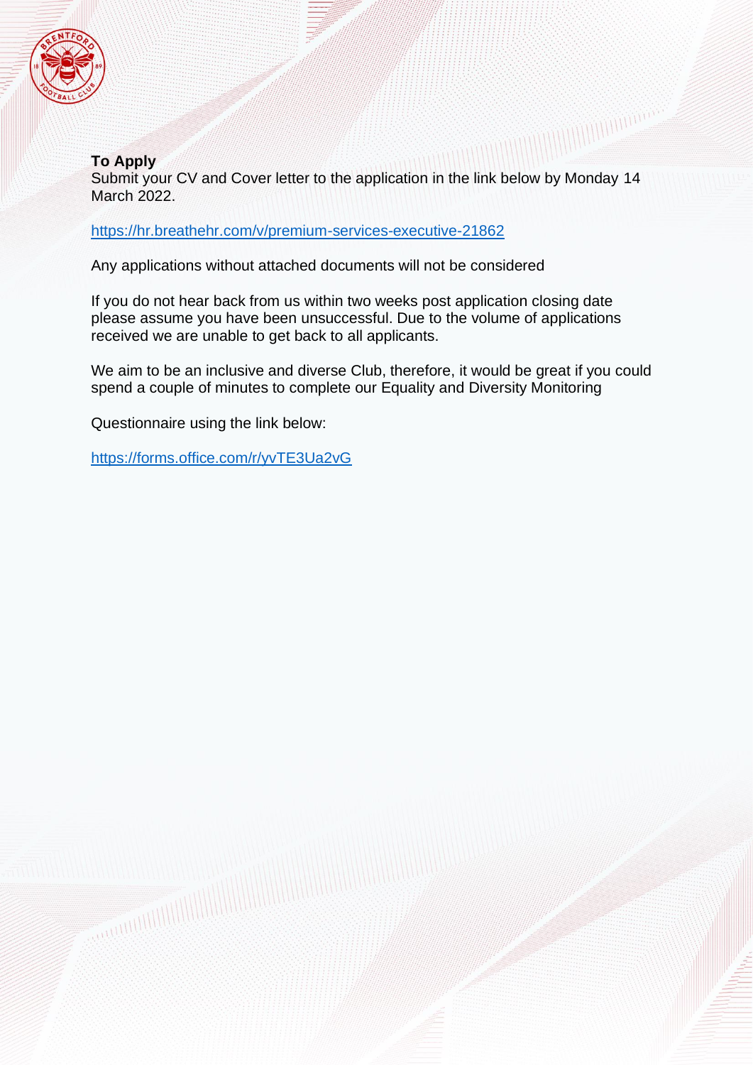**To Apply**
Submit your CV and Cover letter to the application in the link below by Monday 14 March 2022.

https://hr.breathehr.com/v/premium-services-executive-21862

Any applications without attached documents will not be considered

If you do not hear back from us within two weeks post application closing date please assume you have been unsuccessful. Due to the volume of applications received we are unable to get back to all applicants.

We aim to be an inclusive and diverse Club, therefore, it would be great if you could spend a couple of minutes to complete our Equality and Diversity Monitoring

Questionnaire using the link below:

https://forms.office.com/r/yvTE3Ua2vG